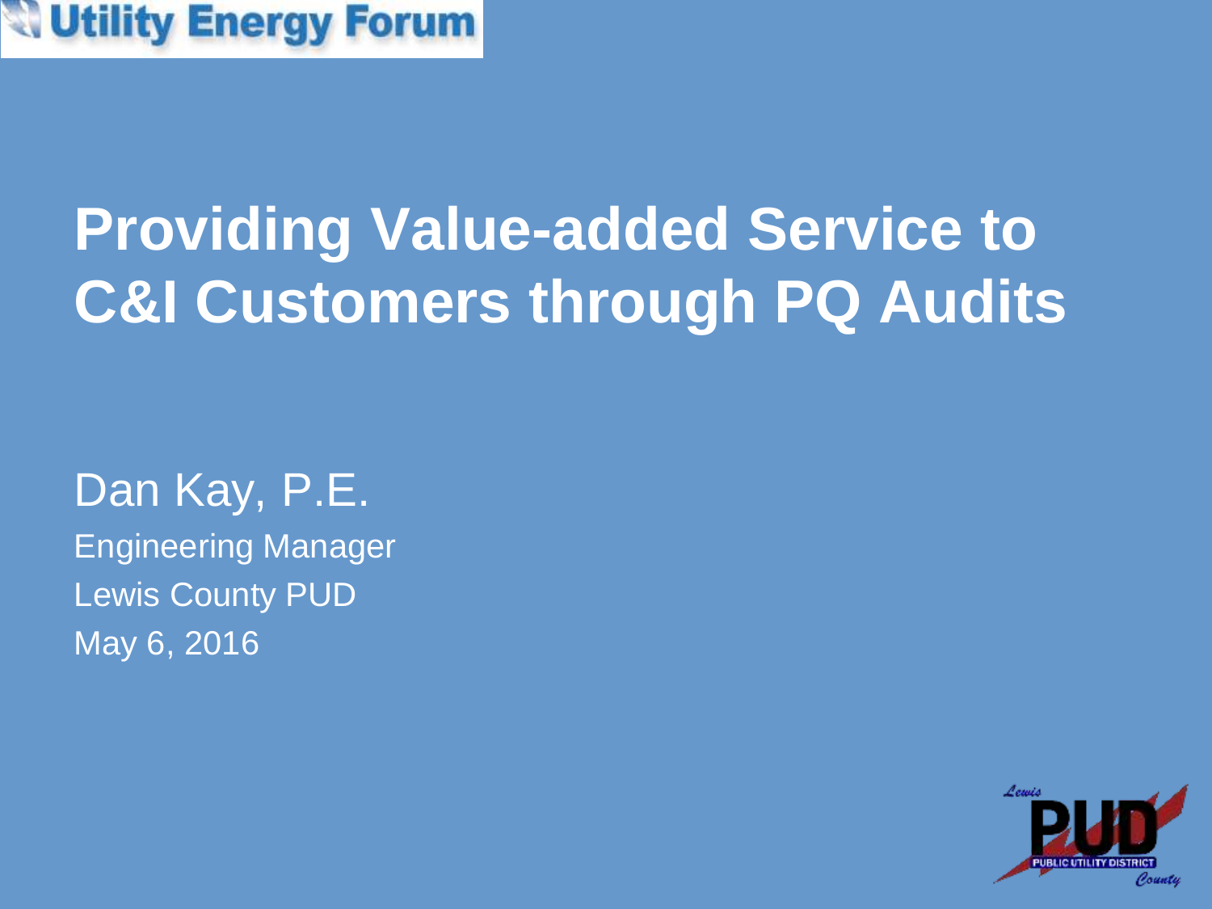Utility Energy Forum

# Providing Value-added Service to C&I Customers through PQ Audits

Dan Kay, P.E.

Engineering Manager

Lewis County PUD

May 6, 2016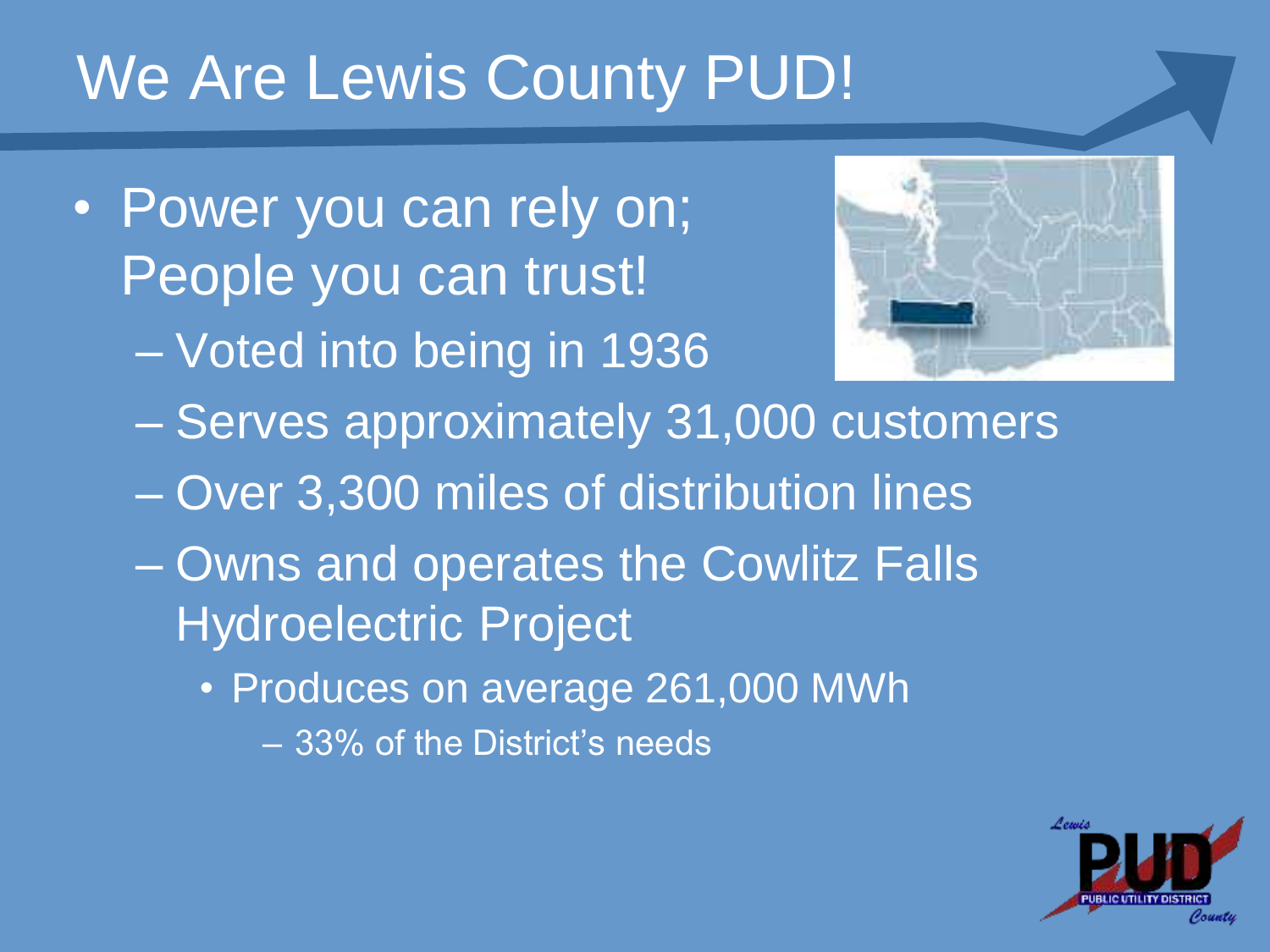# We Are Lewis County PUD!

- Power you can rely on; People you can trust!
  - Voted into being in 1936
  - Serves approximately 31,000 customers
  - Over 3,300 miles of distribution lines
  - Owns and operates the Cowlitz Falls Hydroelectric Project
    - Produces on average 261,000 MWh
      - 33% of the District's needs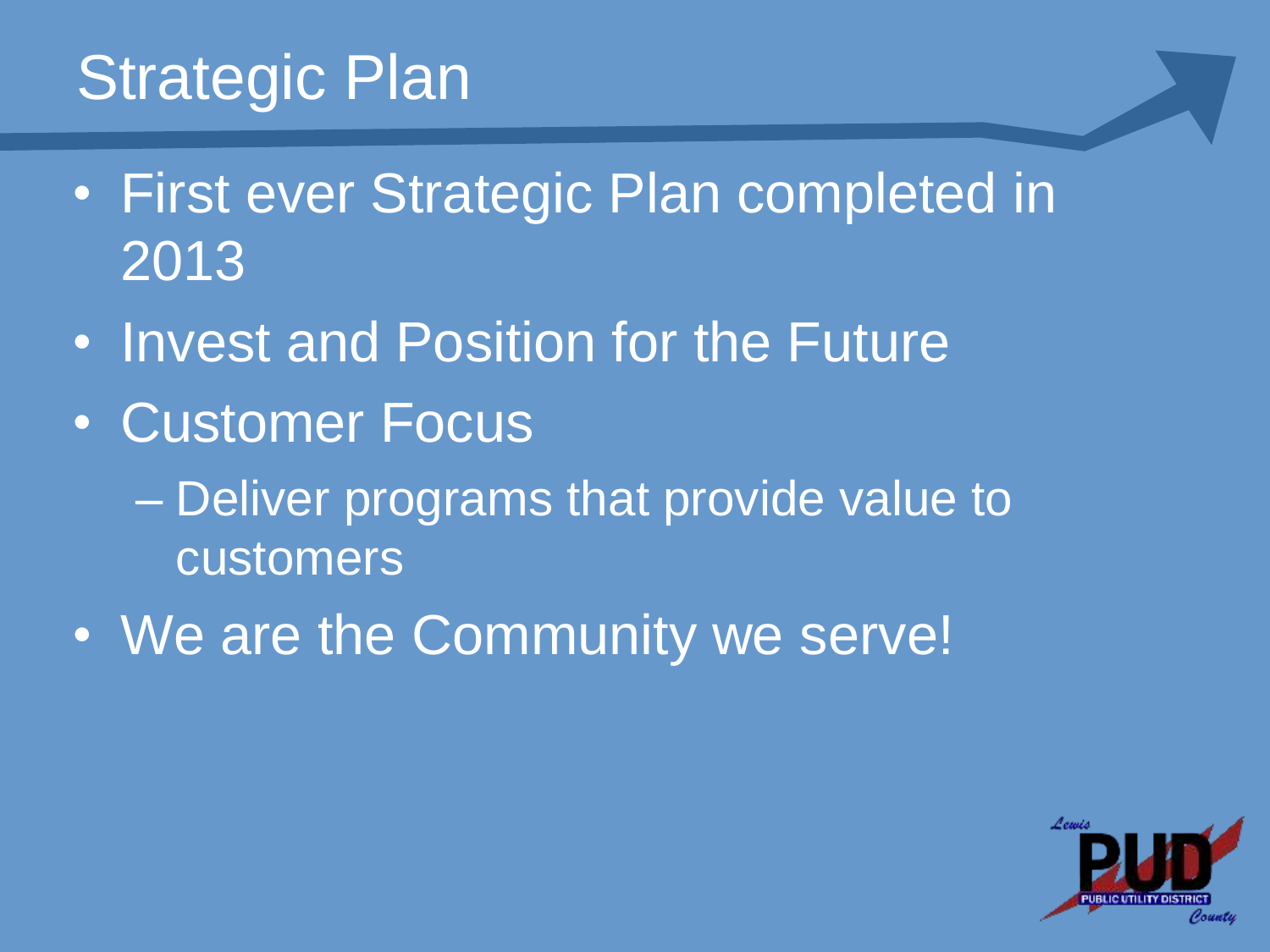# Strategic Plan

- First ever Strategic Plan completed in 2013
- Invest and Position for the Future
- Customer Focus
  - Deliver programs that provide value to customers
- We are the Community we serve!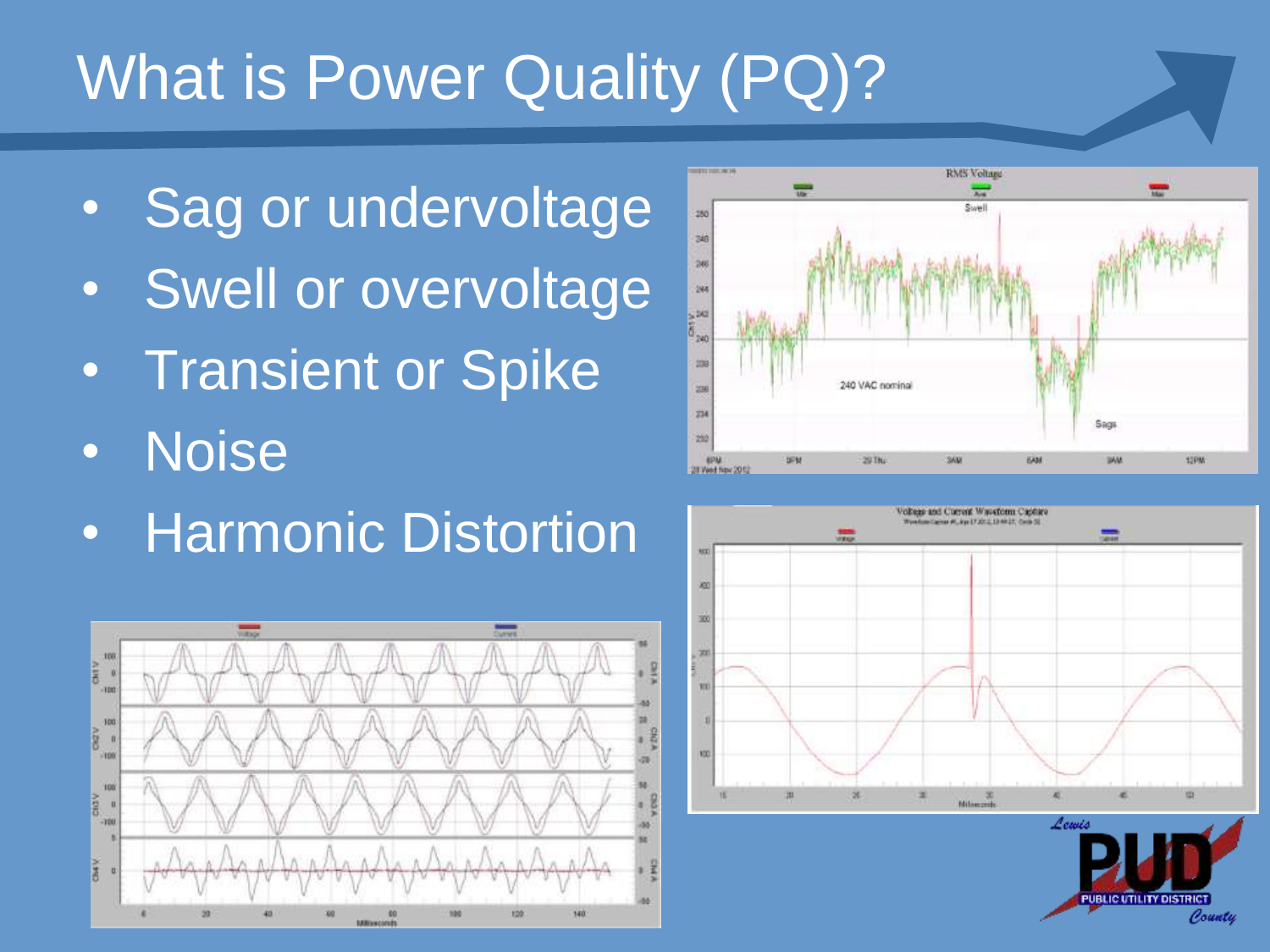# What is Power Quality (PQ)?

- Sag or undervoltage
- Swell or overvoltage
- Transient or Spike
- Noise
- Harmonic Distortion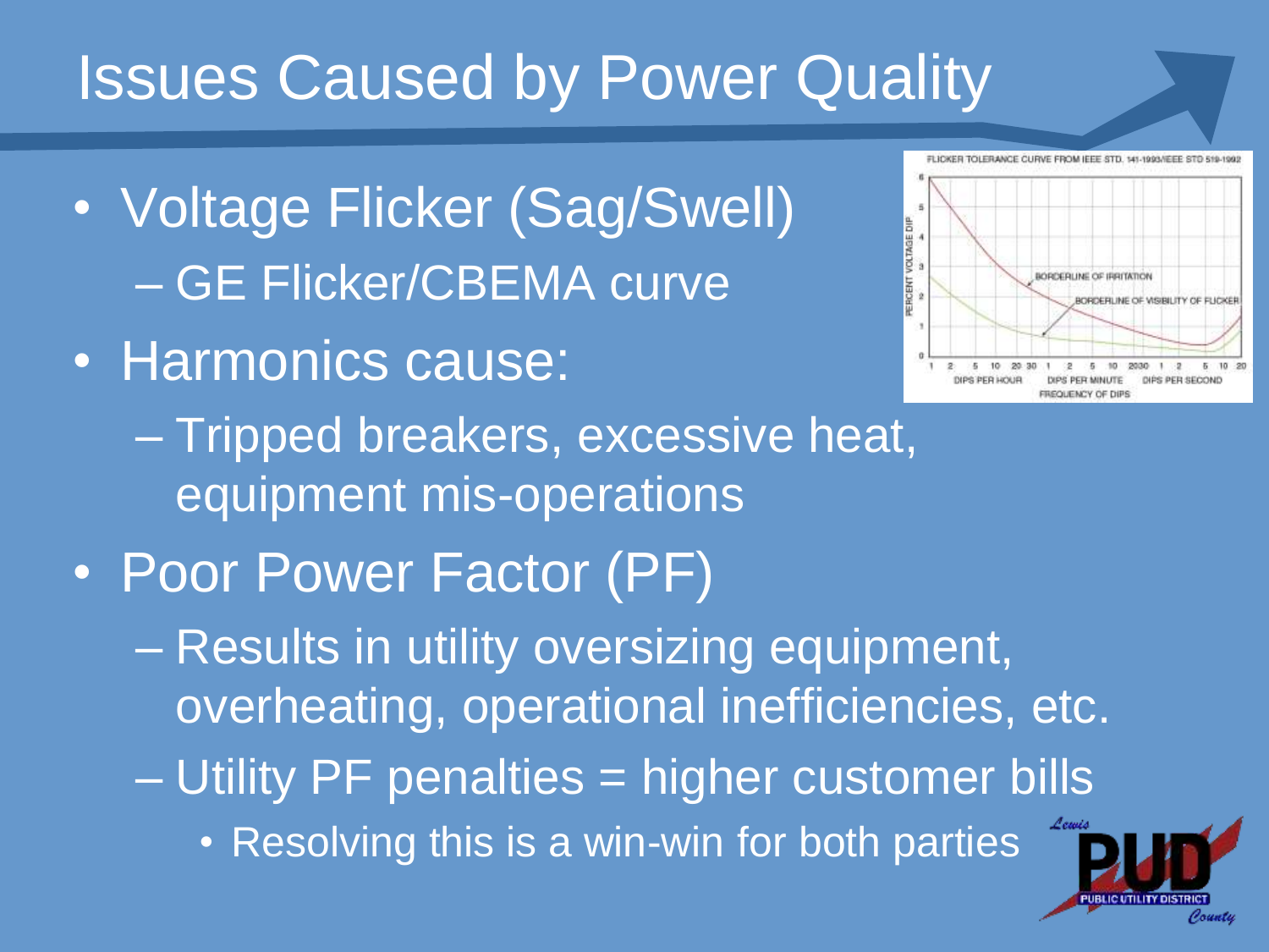# Issues Caused by Power Quality

- Voltage Flicker (Sag/Swell)
  - GE Flicker/CBEMA curve
- Harmonics cause:
  - Tripped breakers, excessive heat, equipment mis-operations
- Poor Power Factor (PF)
  - Results in utility oversizing equipment, overheating, operational inefficiencies, etc.
  - Utility PF penalties = higher customer bills
    - Resolving this is a win-win for both parties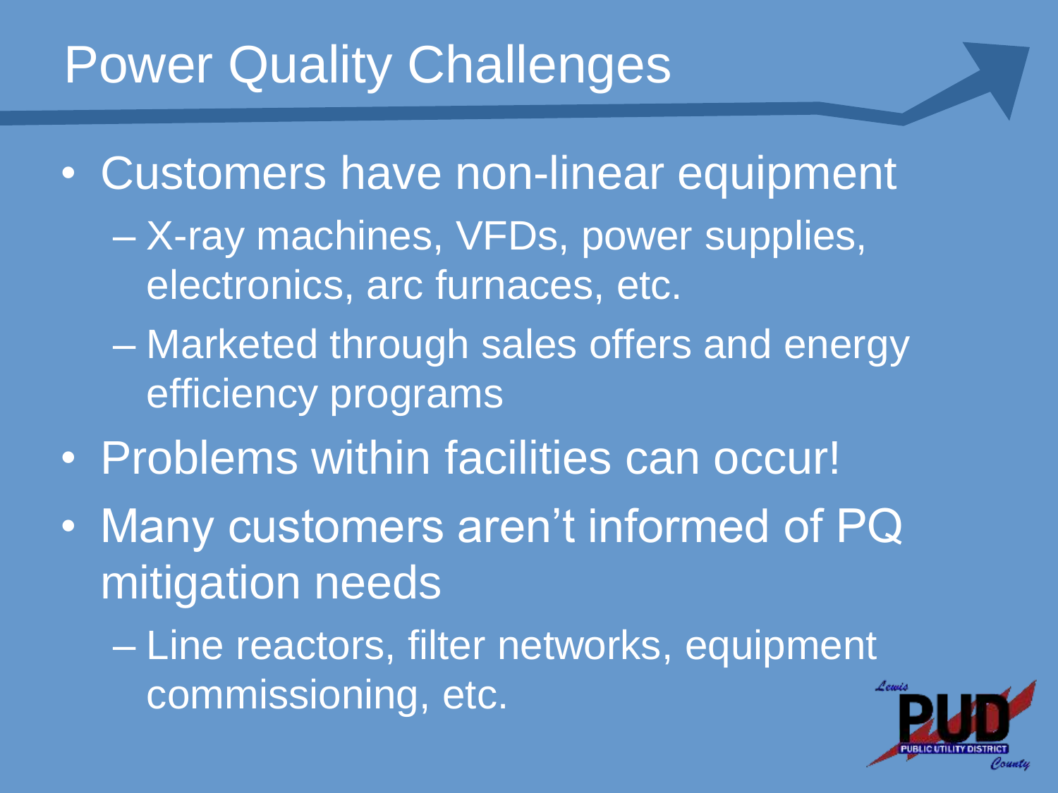# Power Quality Challenges

- Customers have non-linear equipment
  - X-ray machines, VFDs, power supplies, electronics, arc furnaces, etc.
  - Marketed through sales offers and energy efficiency programs
- Problems within facilities can occur!
- Many customers aren't informed of PQ mitigation needs
  - Line reactors, filter networks, equipment commissioning, etc.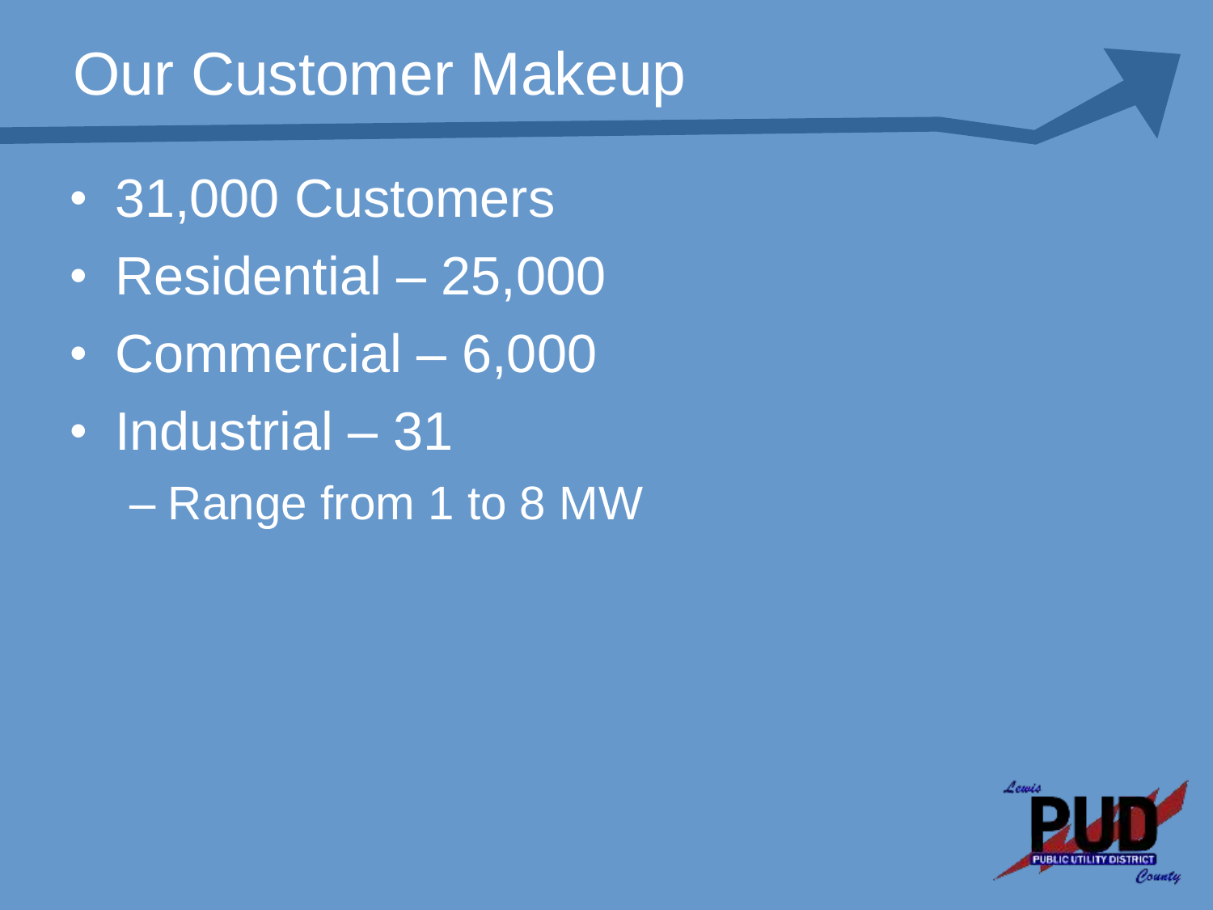# Our Customer Makeup

- 31,000 Customers
- Residential – 25,000
- Commercial – 6,000
- Industrial – 31
  - Range from 1 to 8 MW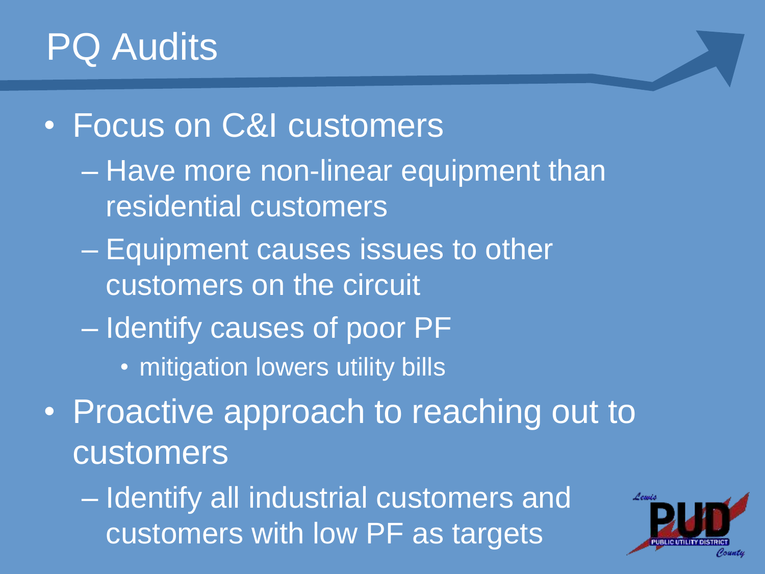# PQ Audits

- Focus on C&I customers
  - Have more non-linear equipment than residential customers
  - Equipment causes issues to other customers on the circuit
  - Identify causes of poor PF
    - mitigation lowers utility bills
- Proactive approach to reaching out to customers
  - Identify all industrial customers and customers with low PF as targets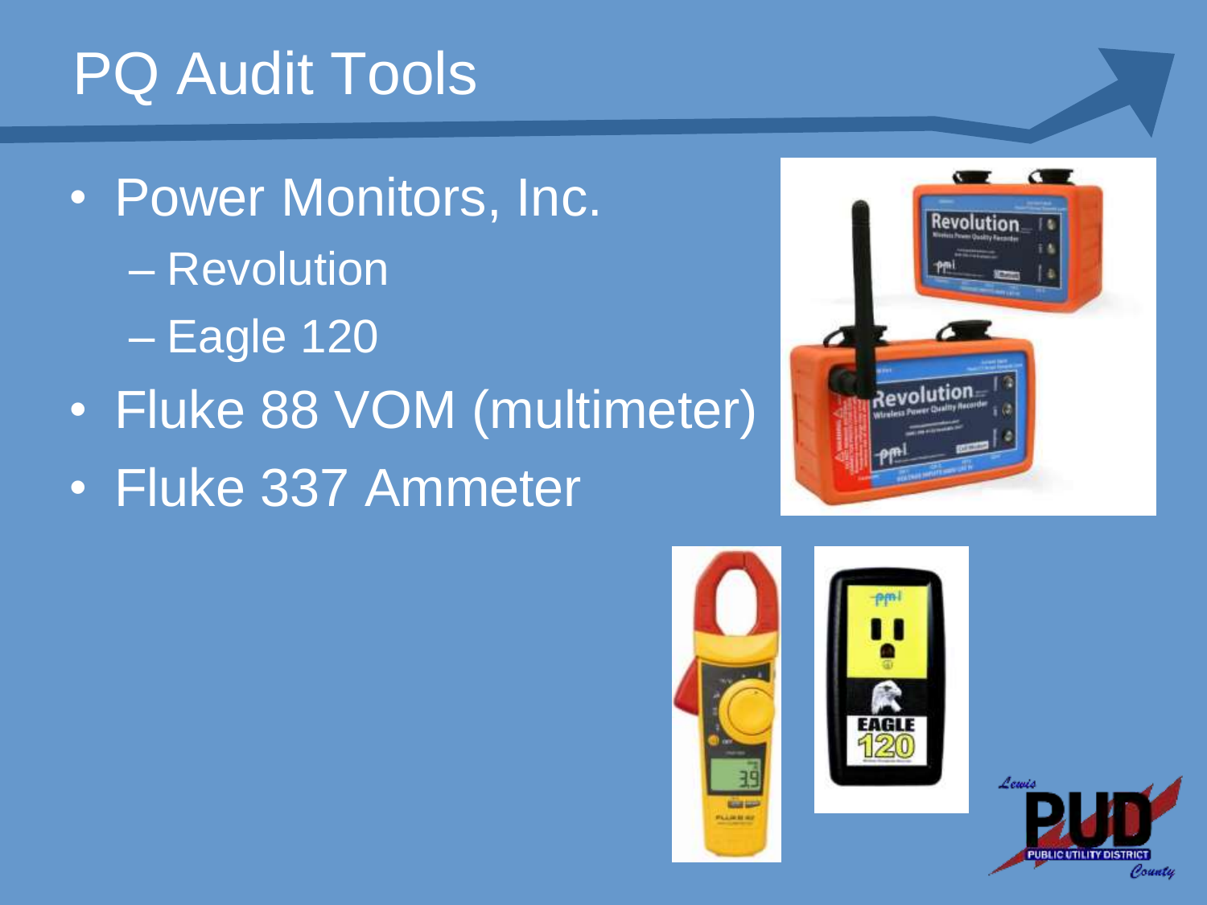# PQ Audit Tools

- Power Monitors, Inc.
  - Revolution
  - Eagle 120
- Fluke 88 VOM (multimeter)
- Fluke 337 Ammeter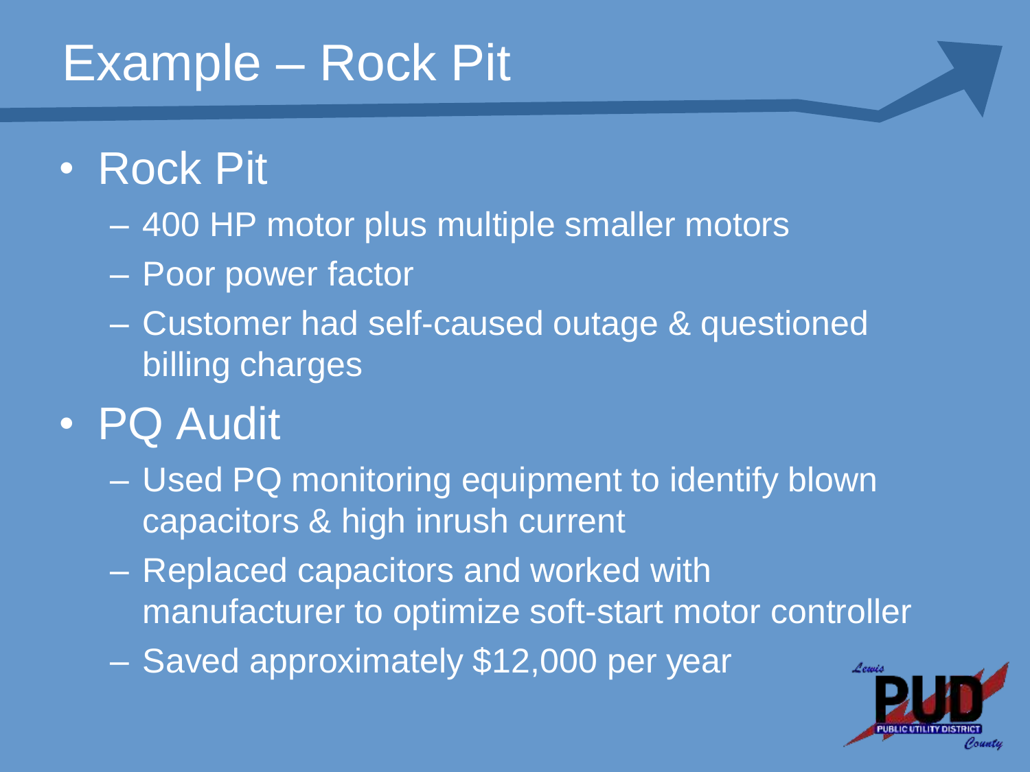# Example – Rock Pit

- Rock Pit
  - 400 HP motor plus multiple smaller motors
  - Poor power factor
  - Customer had self-caused outage & questioned billing charges
- PQ Audit
  - Used PQ monitoring equipment to identify blown capacitors & high inrush current
  - Replaced capacitors and worked with manufacturer to optimize soft-start motor controller
  - Saved approximately $12,000 per year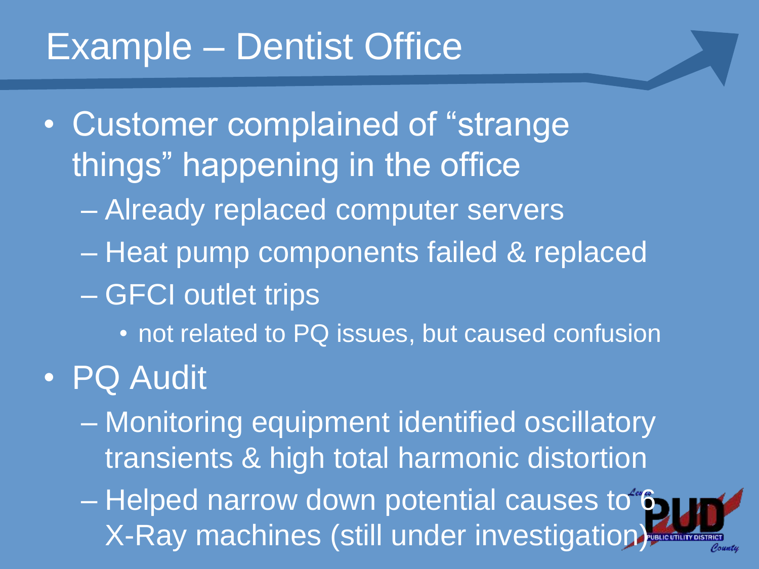# Example – Dentist Office

- Customer complained of "strange things" happening in the office
  - Already replaced computer servers
  - Heat pump components failed & replaced
  - GFCI outlet trips
    - not related to PQ issues, but caused confusion
- PQ Audit
  - Monitoring equipment identified oscillatory transients & high total harmonic distortion
  - Helped narrow down potential causes to 6 X-Ray machines (still under investigation)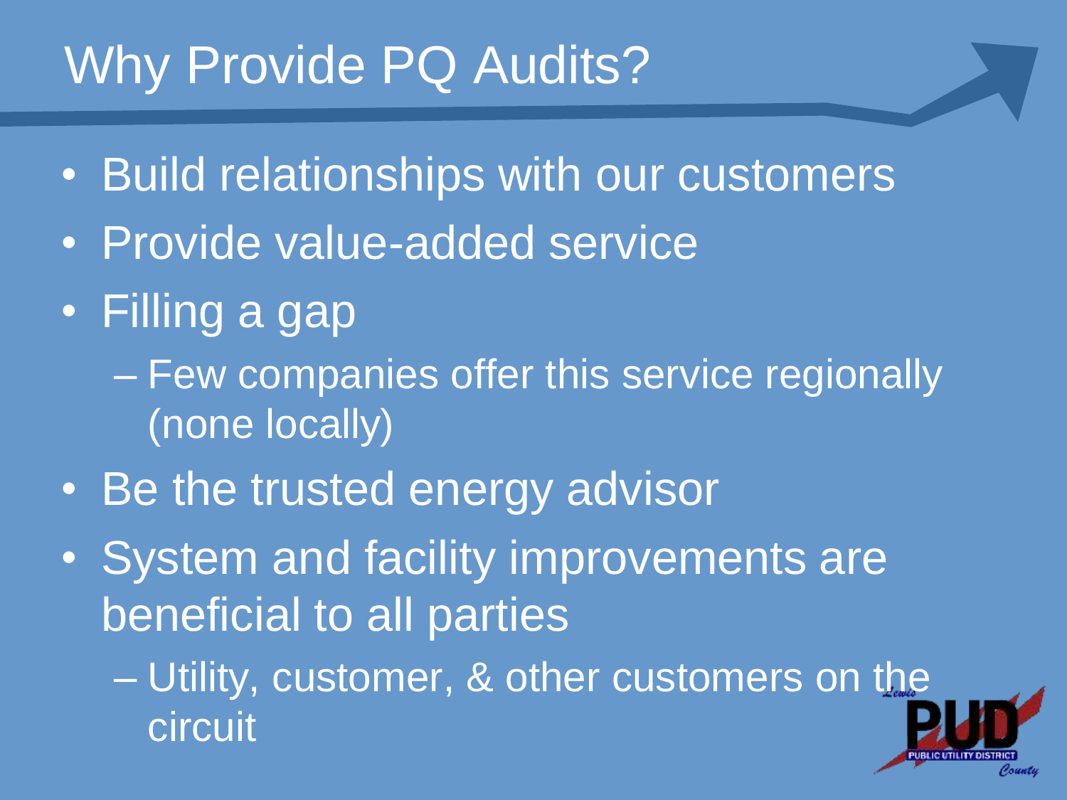# Why Provide PQ Audits?

- Build relationships with our customers
- Provide value-added service
- Filling a gap
  - Few companies offer this service regionally (none locally)
- Be the trusted energy advisor
- System and facility improvements are beneficial to all parties
  - Utility, customer, & other customers on the circuit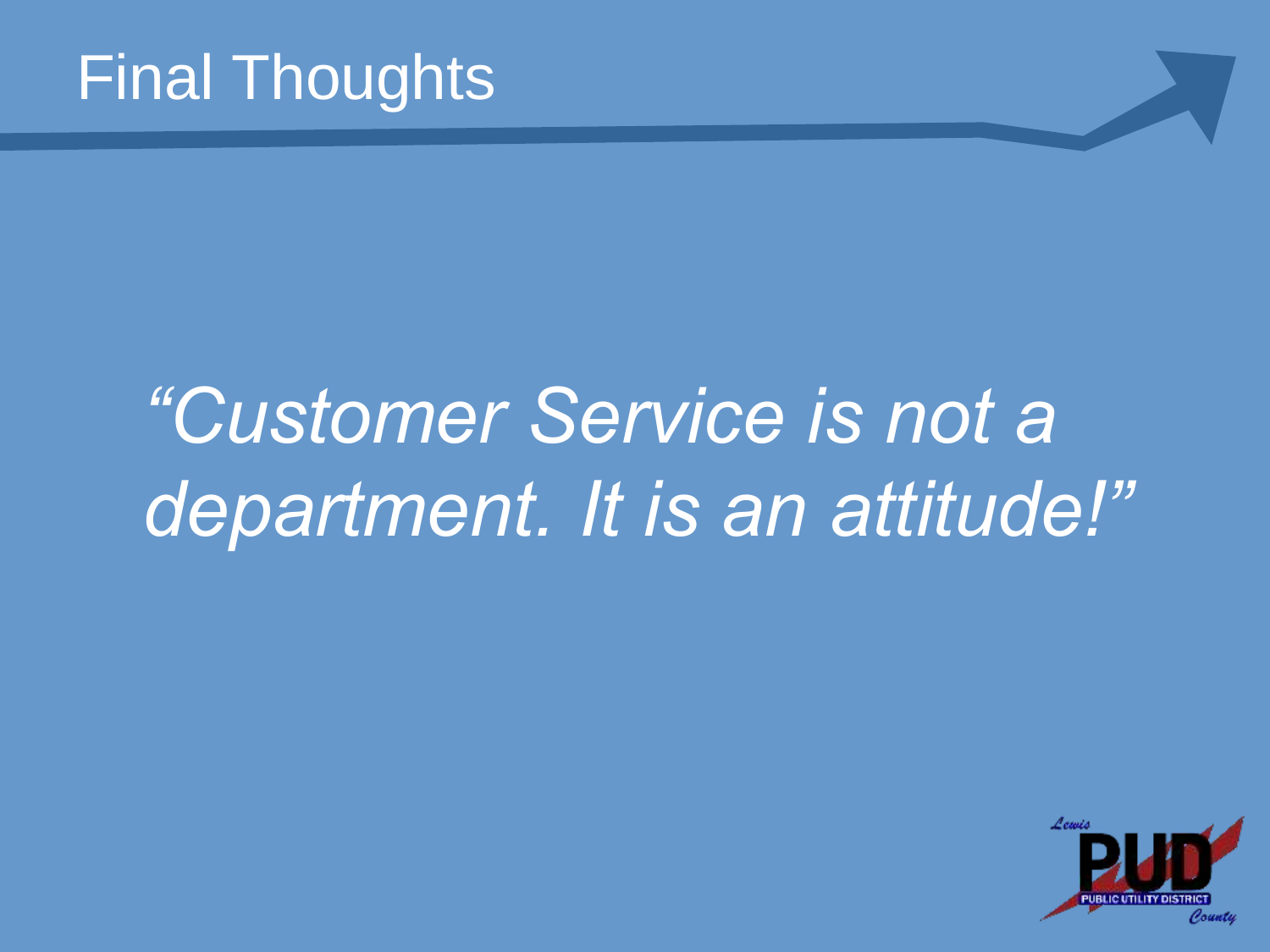# Final Thoughts

*"Customer Service is not a department. It is an attitude!"*